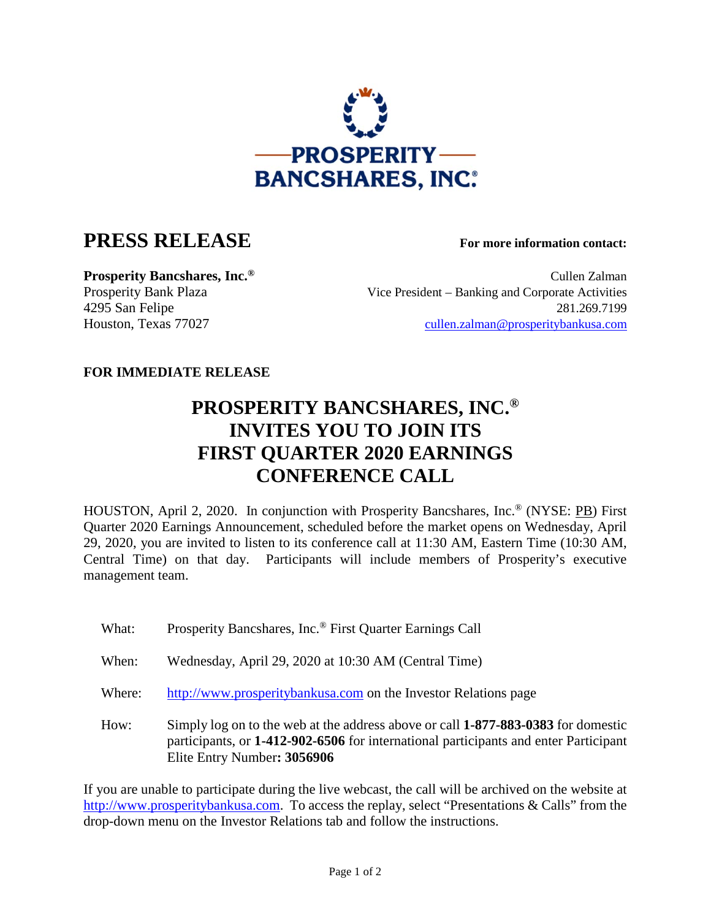PROSPERITY BANCSHARES, INC.®

# PRESS RELEASE

**For more information contact:**

**Prosperity Bancshares, Inc.®**
Prosperity Bank Plaza
4295 San Felipe
Houston, Texas 77027

Cullen Zalman
Vice President – Banking and Corporate Activities
281.269.7199
cullen.zalman@prosperitybankusa.com

**FOR IMMEDIATE RELEASE**

## PROSPERITY BANCSHARES, INC.® INVITES YOU TO JOIN ITS FIRST QUARTER 2020 EARNINGS CONFERENCE CALL

HOUSTON, April 2, 2020. In conjunction with Prosperity Bancshares, Inc.® (NYSE: PB) First Quarter 2020 Earnings Announcement, scheduled before the market opens on Wednesday, April 29, 2020, you are invited to listen to its conference call at 11:30 AM, Eastern Time (10:30 AM, Central Time) on that day. Participants will include members of Prosperity's executive management team.

What: Prosperity Bancshares, Inc.® First Quarter Earnings Call

When: Wednesday, April 29, 2020 at 10:30 AM (Central Time)

Where: http://www.prosperitybankusa.com on the Investor Relations page

How: Simply log on to the web at the address above or call **1-877-883-0383** for domestic participants, or **1-412-902-6506** for international participants and enter Participant Elite Entry Number**: 3056906**

If you are unable to participate during the live webcast, the call will be archived on the website at http://www.prosperitybankusa.com. To access the replay, select "Presentations & Calls" from the drop-down menu on the Investor Relations tab and follow the instructions.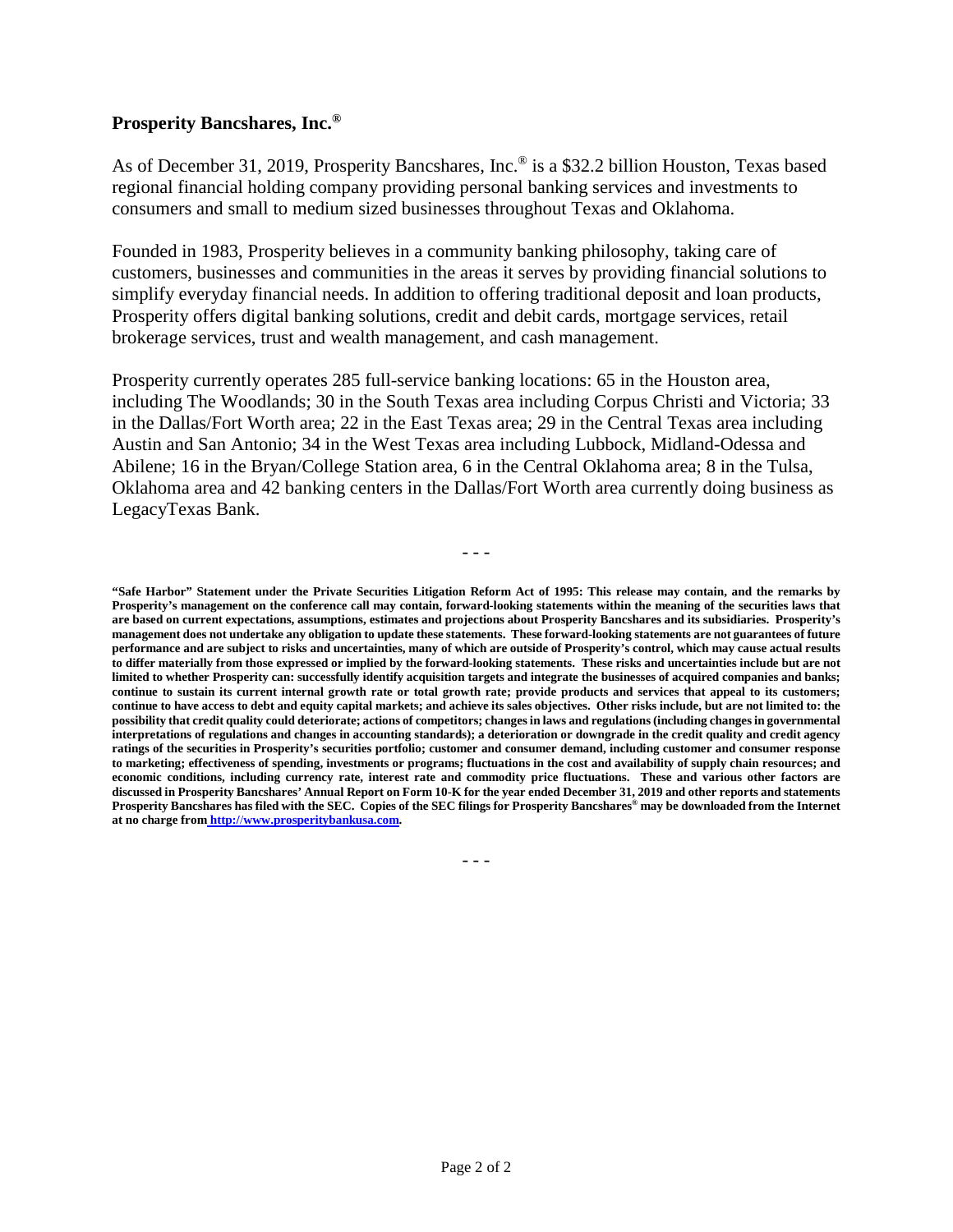**Prosperity Bancshares, Inc.®**

As of December 31, 2019, Prosperity Bancshares, Inc.® is a $32.2 billion Houston, Texas based regional financial holding company providing personal banking services and investments to consumers and small to medium sized businesses throughout Texas and Oklahoma.

Founded in 1983, Prosperity believes in a community banking philosophy, taking care of customers, businesses and communities in the areas it serves by providing financial solutions to simplify everyday financial needs. In addition to offering traditional deposit and loan products, Prosperity offers digital banking solutions, credit and debit cards, mortgage services, retail brokerage services, trust and wealth management, and cash management.

Prosperity currently operates 285 full-service banking locations: 65 in the Houston area, including The Woodlands; 30 in the South Texas area including Corpus Christi and Victoria; 33 in the Dallas/Fort Worth area; 22 in the East Texas area; 29 in the Central Texas area including Austin and San Antonio; 34 in the West Texas area including Lubbock, Midland-Odessa and Abilene; 16 in the Bryan/College Station area, 6 in the Central Oklahoma area; 8 in the Tulsa, Oklahoma area and 42 banking centers in the Dallas/Fort Worth area currently doing business as LegacyTexas Bank.

\- - -

**"Safe Harbor" Statement under the Private Securities Litigation Reform Act of 1995: This release may contain, and the remarks by Prosperity's management on the conference call may contain, forward-looking statements within the meaning of the securities laws that are based on current expectations, assumptions, estimates and projections about Prosperity Bancshares and its subsidiaries. Prosperity's management does not undertake any obligation to update these statements. These forward-looking statements are not guarantees of future performance and are subject to risks and uncertainties, many of which are outside of Prosperity's control, which may cause actual results to differ materially from those expressed or implied by the forward-looking statements. These risks and uncertainties include but are not limited to whether Prosperity can: successfully identify acquisition targets and integrate the businesses of acquired companies and banks; continue to sustain its current internal growth rate or total growth rate; provide products and services that appeal to its customers; continue to have access to debt and equity capital markets; and achieve its sales objectives. Other risks include, but are not limited to: the possibility that credit quality could deteriorate; actions of competitors; changes in laws and regulations (including changes in governmental interpretations of regulations and changes in accounting standards); a deterioration or downgrade in the credit quality and credit agency ratings of the securities in Prosperity's securities portfolio; customer and consumer demand, including customer and consumer response to marketing; effectiveness of spending, investments or programs; fluctuations in the cost and availability of supply chain resources; and economic conditions, including currency rate, interest rate and commodity price fluctuations. These and various other factors are discussed in Prosperity Bancshares' Annual Report on Form 10-K for the year ended December 31, 2019 and other reports and statements Prosperity Bancshares has filed with the SEC. Copies of the SEC filings for Prosperity Bancshares® may be downloaded from the Internet at no charge from http://www.prosperitybankusa.com.**

\- - -